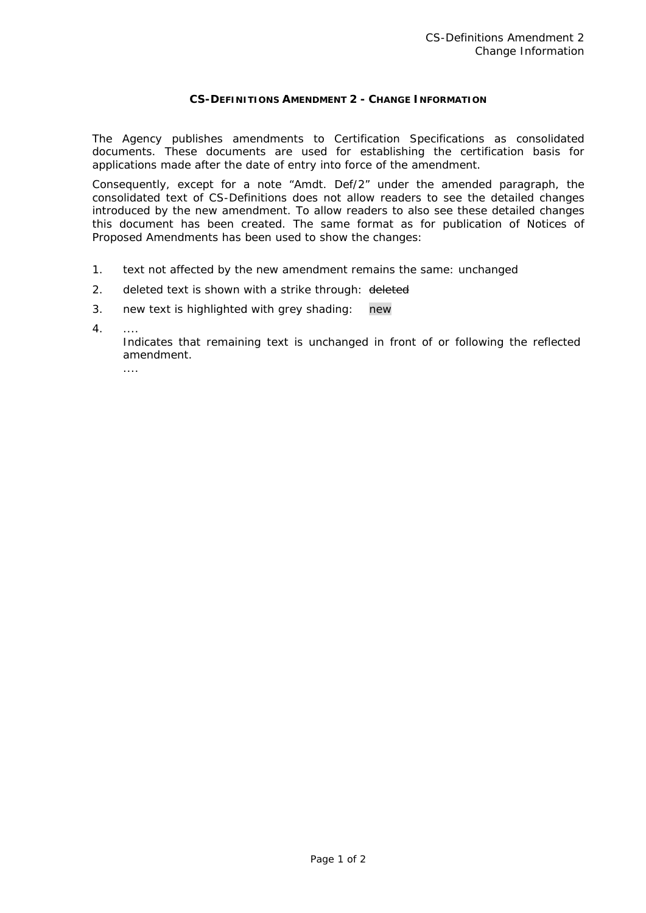**CS-DEFINITIONS AMENDMENT 2 - CHANGE INFORMATION**

The Agency publishes amendments to Certification Specifications as consolidated documents. These documents are used for establishing the certification basis for applications made after the date of entry into force of the amendment.

Consequently, except for a note "Amdt. Def/2" under the amended paragraph, the consolidated text of CS-Definitions does not allow readers to see the detailed changes introduced by the new amendment. To allow readers to also see these detailed changes this document has been created. The same format as for publication of Notices of Proposed Amendments has been used to show the changes:

1. text not affected by the new amendment remains the same: unchanged
2. deleted text is shown with a strike through: ~~deleted~~
3. new text is highlighted with grey shading: new
4. ....
   Indicates that remaining text is unchanged in front of or following the reflected amendment.
   ....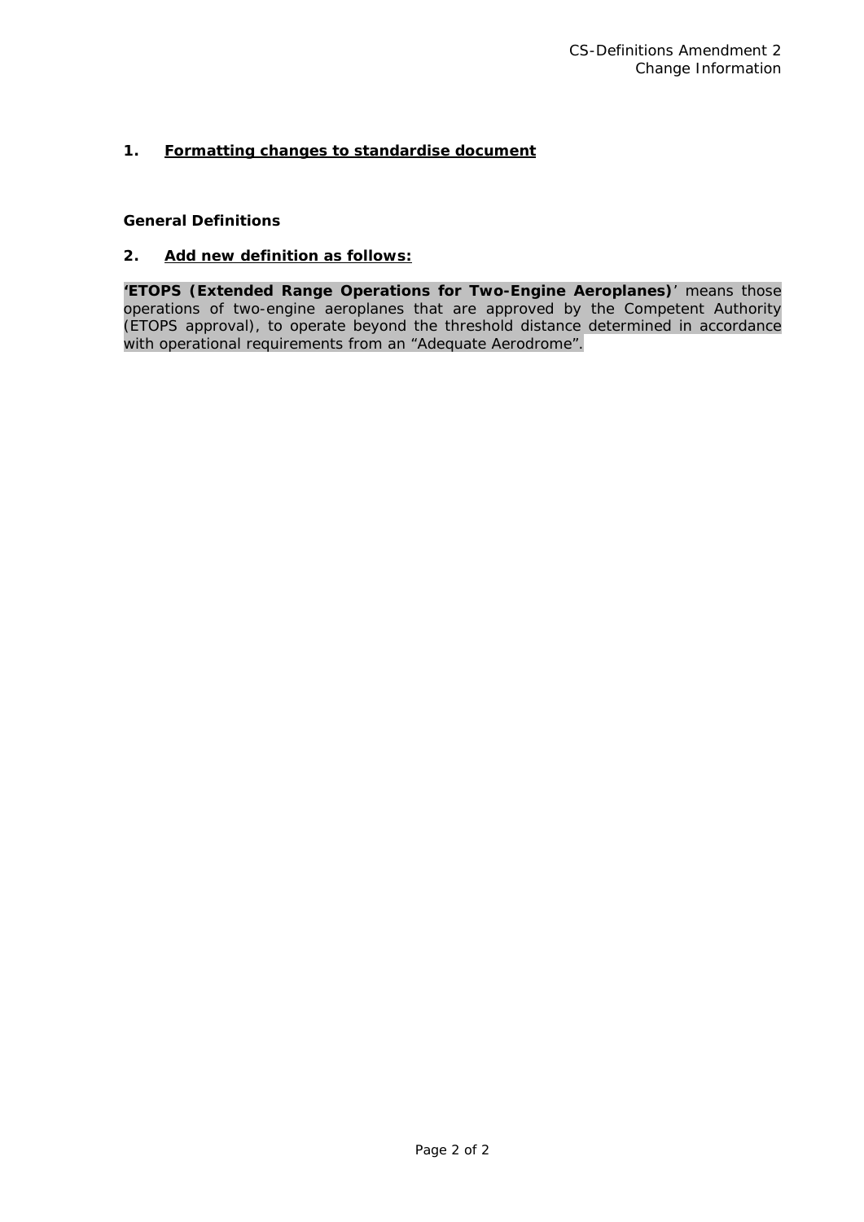**1. Formatting changes to standardise document**

**General Definitions**

**2. Add new definition as follows:**

**'ETOPS (Extended Range Operations for Two-Engine Aeroplanes)**' means those operations of two-engine aeroplanes that are approved by the Competent Authority (ETOPS approval), to operate beyond the threshold distance determined in accordance with operational requirements from an "Adequate Aerodrome".